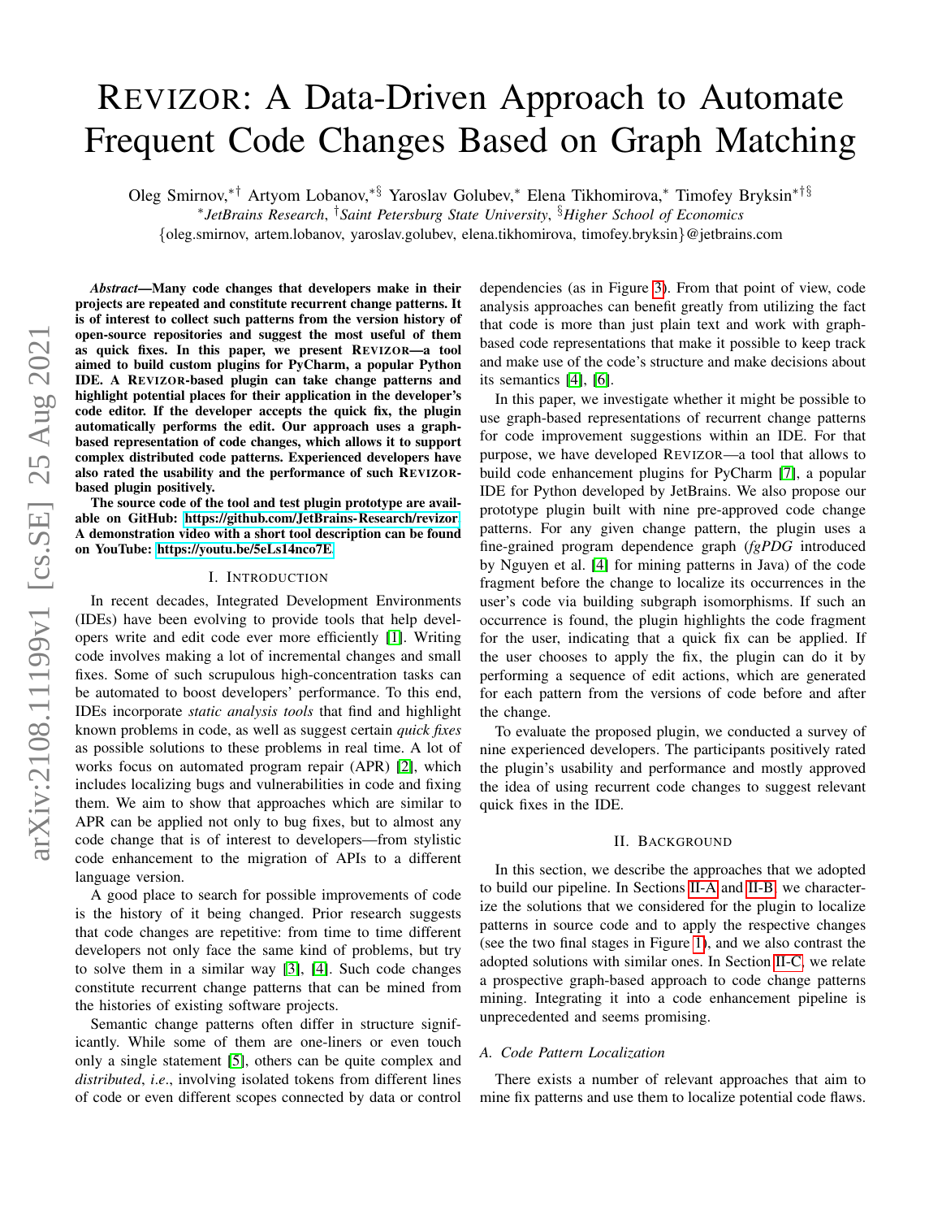# REVIZOR: A Data-Driven Approach to Automate Frequent Code Changes Based on Graph Matching

Oleg Smirnov,[∗†] Artyom Lobanov,[∗§] Yaroslav Golubev,[∗] Elena Tikhomirova,[∗] Timofey Bryksin[∗†§]

[∗]*JetBrains Research*, [†]*Saint Petersburg State University*, [§]*Higher School of Economics*

{oleg.smirnov, artem.lobanov, yaroslav.golubev, elena.tikhomirova, timofey.bryksin}@jetbrains.com

***Abstract*—Many code changes that developers make in their projects are repeated and constitute recurrent change patterns. It is of interest to collect such patterns from the version history of open-source repositories and suggest the most useful of them as quick fixes. In this paper, we present REVIZOR—a tool aimed to build custom plugins for PyCharm, a popular Python IDE. A REVIZOR-based plugin can take change patterns and highlight potential places for their application in the developer's code editor. If the developer accepts the quick fix, the plugin automatically performs the edit. Our approach uses a graph-based representation of code changes, which allows it to support complex distributed code patterns. Experienced developers have also rated the usability and the performance of such REVIZOR-based plugin positively.**

**The source code of the tool and test plugin prototype are available on GitHub: https://github.com/JetBrains-Research/revizor. A demonstration video with a short tool description can be found on YouTube: https://youtu.be/5eLs14nco7E.**

## I. INTRODUCTION

In recent decades, Integrated Development Environments (IDEs) have been evolving to provide tools that help developers write and edit code ever more efficiently [1]. Writing code involves making a lot of incremental changes and small fixes. Some of such scrupulous high-concentration tasks can be automated to boost developers' performance. To this end, IDEs incorporate *static analysis tools* that find and highlight known problems in code, as well as suggest certain *quick fixes* as possible solutions to these problems in real time. A lot of works focus on automated program repair (APR) [2], which includes localizing bugs and vulnerabilities in code and fixing them. We aim to show that approaches which are similar to APR can be applied not only to bug fixes, but to almost any code change that is of interest to developers—from stylistic code enhancement to the migration of APIs to a different language version.

A good place to search for possible improvements of code is the history of it being changed. Prior research suggests that code changes are repetitive: from time to time different developers not only face the same kind of problems, but try to solve them in a similar way [3], [4]. Such code changes constitute recurrent change patterns that can be mined from the histories of existing software projects.

Semantic change patterns often differ in structure significantly. While some of them are one-liners or even touch only a single statement [5], others can be quite complex and *distributed*, *i.e*., involving isolated tokens from different lines of code or even different scopes connected by data or control dependencies (as in Figure 3). From that point of view, code analysis approaches can benefit greatly from utilizing the fact that code is more than just plain text and work with graph-based code representations that make it possible to keep track and make use of the code's structure and make decisions about its semantics [4], [6].

In this paper, we investigate whether it might be possible to use graph-based representations of recurrent change patterns for code improvement suggestions within an IDE. For that purpose, we have developed REVIZOR—a tool that allows to build code enhancement plugins for PyCharm [7], a popular IDE for Python developed by JetBrains. We also propose our prototype plugin built with nine pre-approved code change patterns. For any given change pattern, the plugin uses a fine-grained program dependence graph (*fgPDG* introduced by Nguyen et al. [4] for mining patterns in Java) of the code fragment before the change to localize its occurrences in the user's code via building subgraph isomorphisms. If such an occurrence is found, the plugin highlights the code fragment for the user, indicating that a quick fix can be applied. If the user chooses to apply the fix, the plugin can do it by performing a sequence of edit actions, which are generated for each pattern from the versions of code before and after the change.

To evaluate the proposed plugin, we conducted a survey of nine experienced developers. The participants positively rated the plugin's usability and performance and mostly approved the idea of using recurrent code changes to suggest relevant quick fixes in the IDE.

## II. BACKGROUND

In this section, we describe the approaches that we adopted to build our pipeline. In Sections II-A and II-B, we characterize the solutions that we considered for the plugin to localize patterns in source code and to apply the respective changes (see the two final stages in Figure 1), and we also contrast the adopted solutions with similar ones. In Section II-C, we relate a prospective graph-based approach to code change patterns mining. Integrating it into a code enhancement pipeline is unprecedented and seems promising.

### *A. Code Pattern Localization*

There exists a number of relevant approaches that aim to mine fix patterns and use them to localize potential code flaws.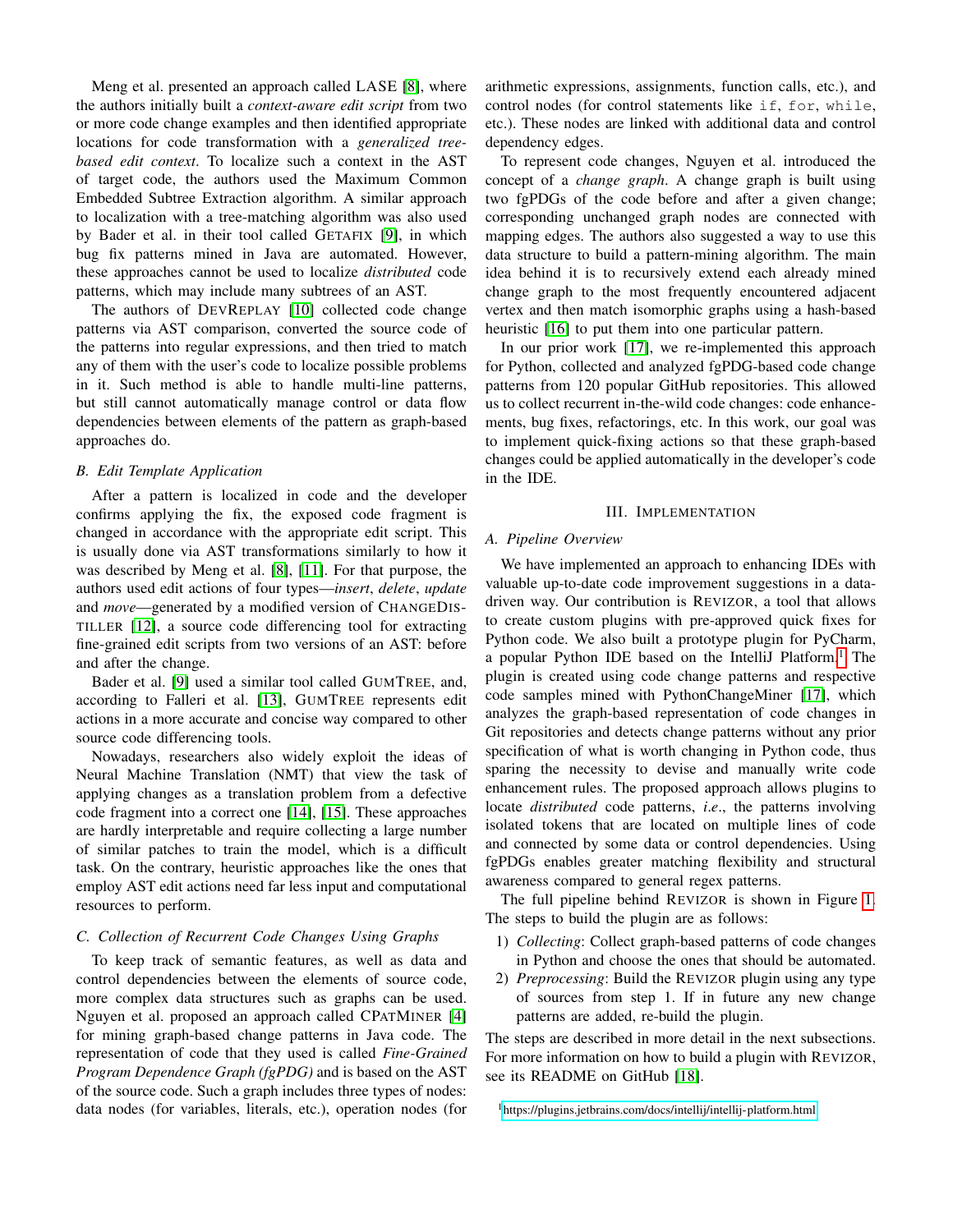Meng et al. presented an approach called LASE [8], where the authors initially built a *context-aware edit script* from two or more code change examples and then identified appropriate locations for code transformation with a *generalized tree-based edit context*. To localize such a context in the AST of target code, the authors used the Maximum Common Embedded Subtree Extraction algorithm. A similar approach to localization with a tree-matching algorithm was also used by Bader et al. in their tool called GETAFIX [9], in which bug fix patterns mined in Java are automated. However, these approaches cannot be used to localize *distributed* code patterns, which may include many subtrees of an AST.

The authors of DEVREPLAY [10] collected code change patterns via AST comparison, converted the source code of the patterns into regular expressions, and then tried to match any of them with the user's code to localize possible problems in it. Such method is able to handle multi-line patterns, but still cannot automatically manage control or data flow dependencies between elements of the pattern as graph-based approaches do.

### B. Edit Template Application

After a pattern is localized in code and the developer confirms applying the fix, the exposed code fragment is changed in accordance with the appropriate edit script. This is usually done via AST transformations similarly to how it was described by Meng et al. [8], [11]. For that purpose, the authors used edit actions of four types—*insert*, *delete*, *update* and *move*—generated by a modified version of CHANGEDISTILLER [12], a source code differencing tool for extracting fine-grained edit scripts from two versions of an AST: before and after the change.

Bader et al. [9] used a similar tool called GUMTREE, and, according to Falleri et al. [13], GUMTREE represents edit actions in a more accurate and concise way compared to other source code differencing tools.

Nowadays, researchers also widely exploit the ideas of Neural Machine Translation (NMT) that view the task of applying changes as a translation problem from a defective code fragment into a correct one [14], [15]. These approaches are hardly interpretable and require collecting a large number of similar patches to train the model, which is a difficult task. On the contrary, heuristic approaches like the ones that employ AST edit actions need far less input and computational resources to perform.

### C. Collection of Recurrent Code Changes Using Graphs

To keep track of semantic features, as well as data and control dependencies between the elements of source code, more complex data structures such as graphs can be used. Nguyen et al. proposed an approach called CPATMINER [4] for mining graph-based change patterns in Java code. The representation of code that they used is called *Fine-Grained Program Dependence Graph (fgPDG)* and is based on the AST of the source code. Such a graph includes three types of nodes: data nodes (for variables, literals, etc.), operation nodes (for arithmetic expressions, assignments, function calls, etc.), and control nodes (for control statements like `if`, `for`, `while`, etc.). These nodes are linked with additional data and control dependency edges.

To represent code changes, Nguyen et al. introduced the concept of a *change graph*. A change graph is built using two fgPDGs of the code before and after a given change; corresponding unchanged graph nodes are connected with mapping edges. The authors also suggested a way to use this data structure to build a pattern-mining algorithm. The main idea behind it is to recursively extend each already mined change graph to the most frequently encountered adjacent vertex and then match isomorphic graphs using a hash-based heuristic [16] to put them into one particular pattern.

In our prior work [17], we re-implemented this approach for Python, collected and analyzed fgPDG-based code change patterns from 120 popular GitHub repositories. This allowed us to collect recurrent in-the-wild code changes: code enhancements, bug fixes, refactorings, etc. In this work, our goal was to implement quick-fixing actions so that these graph-based changes could be applied automatically in the developer's code in the IDE.

## III. IMPLEMENTATION

### A. Pipeline Overview

We have implemented an approach to enhancing IDEs with valuable up-to-date code improvement suggestions in a data-driven way. Our contribution is REVIZOR, a tool that allows to create custom plugins with pre-approved quick fixes for Python code. We also built a prototype plugin for PyCharm, a popular Python IDE based on the IntelliJ Platform.[1] The plugin is created using code change patterns and respective code samples mined with PythonChangeMiner [17], which analyzes the graph-based representation of code changes in Git repositories and detects change patterns without any prior specification of what is worth changing in Python code, thus sparing the necessity to devise and manually write code enhancement rules. The proposed approach allows plugins to locate *distributed* code patterns, *i.e*., the patterns involving isolated tokens that are located on multiple lines of code and connected by some data or control dependencies. Using fgPDGs enables greater matching flexibility and structural awareness compared to general regex patterns.

The full pipeline behind REVIZOR is shown in Figure 1. The steps to build the plugin are as follows:

1) *Collecting*: Collect graph-based patterns of code changes in Python and choose the ones that should be automated.
2) *Preprocessing*: Build the REVIZOR plugin using any type of sources from step 1. If in future any new change patterns are added, re-build the plugin.

The steps are described in more detail in the next subsections. For more information on how to build a plugin with REVIZOR, see its README on GitHub [18].

[1] https://plugins.jetbrains.com/docs/intellij/intellij-platform.html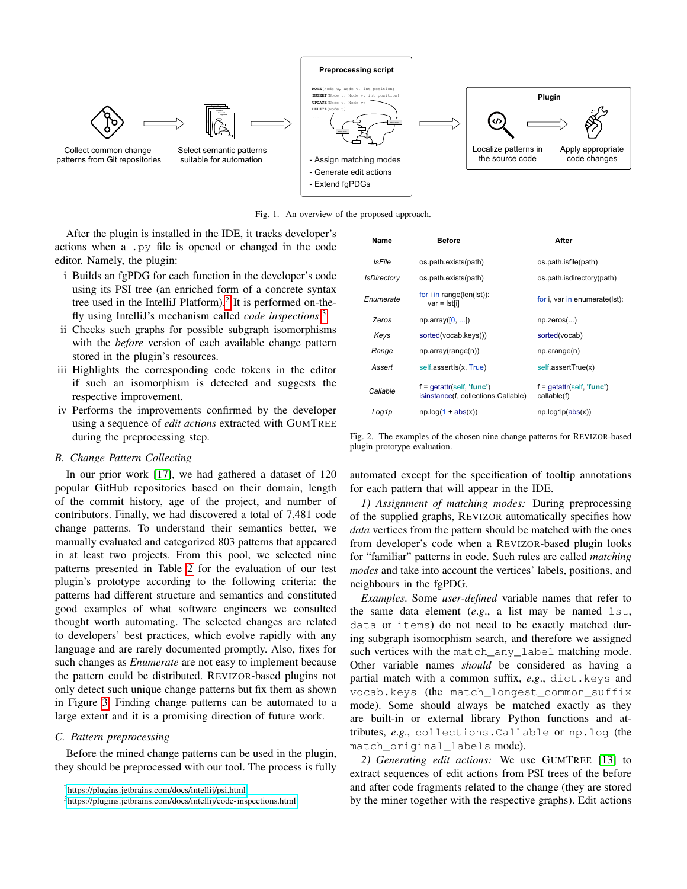Fig. 1. An overview of the proposed approach.

After the plugin is installed in the IDE, it tracks developer's actions when a `.py` file is opened or changed in the code editor. Namely, the plugin:

i Builds an fgPDG for each function in the developer's code using its PSI tree (an enriched form of a concrete syntax tree used in the IntelliJ Platform).[2] It is performed on-the-fly using IntelliJ's mechanism called *code inspections*.[3]
ii Checks such graphs for possible subgraph isomorphisms with the *before* version of each available change pattern stored in the plugin's resources.
iii Highlights the corresponding code tokens in the editor if such an isomorphism is detected and suggests the respective improvement.
iv Performs the improvements confirmed by the developer using a sequence of *edit actions* extracted with GUMTREE during the preprocessing step.

### B. Change Pattern Collecting

In our prior work [17], we had gathered a dataset of 120 popular GitHub repositories based on their domain, length of the commit history, age of the project, and number of contributors. Finally, we had discovered a total of 7,481 code change patterns. To understand their semantics better, we manually evaluated and categorized 803 patterns that appeared in at least two projects. From this pool, we selected nine patterns presented in Table 2 for the evaluation of our test plugin's prototype according to the following criteria: the patterns had different structure and semantics and constituted good examples of what software engineers we consulted thought worth automating. The selected changes are related to developers' best practices, which evolve rapidly with any language and are rarely documented promptly. Also, fixes for such changes as *Enumerate* are not easy to implement because the pattern could be distributed. REVIZOR-based plugins not only detect such unique change patterns but fix them as shown in Figure 3. Finding change patterns can be automated to a large extent and it is a promising direction of future work.

### C. Pattern preprocessing

Before the mined change patterns can be used in the plugin, they should be preprocessed with our tool. The process is fully automated except for the specification of tooltip annotations for each pattern that will appear in the IDE.

| Name | Before | After |
|---|---|---|
| *IsFile* | os.path.exists(path) | os.path.isfile(path) |
| *IsDirectory* | os.path.exists(path) | os.path.isdirectory(path) |
| *Enumerate* | for i in range(len(lst)):<br>var = lst[i] | for i, var in enumerate(lst): |
| *Zeros* | np.array([0, ...]) | np.zeros(...) |
| *Keys* | sorted(vocab.keys()) | sorted(vocab) |
| *Range* | np.array(range(n)) | np.arange(n) |
| *Assert* | self.assertIs(x, True) | self.assertTrue(x) |
| *Callable* | f = getattr(self, 'func')<br>isinstance(f, collections.Callable) | f = getattr(self, 'func')<br>callable(f) |
| *Log1p* | np.log(1 + abs(x)) | np.log1p(abs(x)) |

Fig. 2. The examples of the chosen nine change patterns for REVIZOR-based plugin prototype evaluation.

*1) Assignment of matching modes:* During preprocessing of the supplied graphs, REVIZOR automatically specifies how *data* vertices from the pattern should be matched with the ones from developer's code when a REVIZOR-based plugin looks for "familiar" patterns in code. Such rules are called *matching modes* and take into account the vertices' labels, positions, and neighbours in the fgPDG.

*Examples*. Some *user-defined* variable names that refer to the same data element (*e.g.*, a list may be named `lst`, `data` or `items`) do not need to be exactly matched during subgraph isomorphism search, and therefore we assigned such vertices with the `match_any_label` matching mode. Other variable names *should* be considered as having a partial match with a common suffix, *e.g.*, `dict.keys` and `vocab.keys` (the `match_longest_common_suffix` mode). Some should always be matched exactly as they are built-in or external library Python functions and attributes, *e.g.*, `collections.Callable` or `np.log` (the `match_original_labels` mode).

*2) Generating edit actions:* We use GUMTREE [13] to extract sequences of edit actions from PSI trees of the before and after code fragments related to the change (they are stored by the miner together with the respective graphs). Edit actions

[2] https://plugins.jetbrains.com/docs/intellij/psi.html
[3] https://plugins.jetbrains.com/docs/intellij/code-inspections.html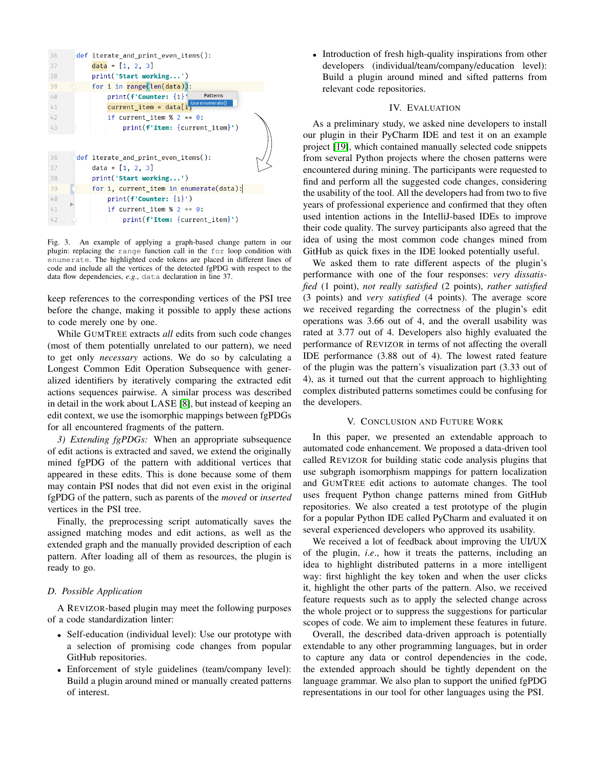```
36  def iterate_and_print_even_items():
37      data = [1, 2, 3]
38      print('Start working...')
39      for i in range(len(data)):
40          print(f'Counter: {i}')
41          current_item = data[i]
42          if current_item % 2 == 0:
43              print(f'Item: {current_item}')
```

```
36  def iterate_and_print_even_items():
37      data = [1, 2, 3]
38      print('Start working...')
39      for i, current_item in enumerate(data):
40          print(f'Counter: {i}')
41          if current_item % 2 == 0:
42              print(f'Item: {current_item}')
```

Fig. 3. An example of applying a graph-based change pattern in our plugin: replacing the `range` function call in the `for` loop condition with `enumerate`. The highlighted code tokens are placed in different lines of code and include all the vertices of the detected fgPDG with respect to the data flow dependencies, *e.g.*, `data` declaration in line 37.

keep references to the corresponding vertices of the PSI tree before the change, making it possible to apply these actions to code merely one by one.

While GumTree extracts *all* edits from such code changes (most of them potentially unrelated to our pattern), we need to get only *necessary* actions. We do so by calculating a Longest Common Edit Operation Subsequence with generalized identifiers by iteratively comparing the extracted edit actions sequences pairwise. A similar process was described in detail in the work about LASE [8], but instead of keeping an edit context, we use the isomorphic mappings between fgPDGs for all encountered fragments of the pattern.

*3) Extending fgPDGs:* When an appropriate subsequence of edit actions is extracted and saved, we extend the originally mined fgPDG of the pattern with additional vertices that appeared in these edits. This is done because some of them may contain PSI nodes that did not even exist in the original fgPDG of the pattern, such as parents of the *moved* or *inserted* vertices in the PSI tree.

Finally, the preprocessing script automatically saves the assigned matching modes and edit actions, as well as the extended graph and the manually provided description of each pattern. After loading all of them as resources, the plugin is ready to go.

### D. Possible Application

A Revizor-based plugin may meet the following purposes of a code standardization linter:

- Self-education (individual level): Use our prototype with a selection of promising code changes from popular GitHub repositories.
- Enforcement of style guidelines (team/company level): Build a plugin around mined or manually created patterns of interest.
- Introduction of fresh high-quality inspirations from other developers (individual/team/company/education level): Build a plugin around mined and sifted patterns from relevant code repositories.

## IV. Evaluation

As a preliminary study, we asked nine developers to install our plugin in their PyCharm IDE and test it on an example project [19], which contained manually selected code snippets from several Python projects where the chosen patterns were encountered during mining. The participants were requested to find and perform all the suggested code changes, considering the usability of the tool. All the developers had from two to five years of professional experience and confirmed that they often used intention actions in the IntelliJ-based IDEs to improve their code quality. The survey participants also agreed that the idea of using the most common code changes mined from GitHub as quick fixes in the IDE looked potentially useful.

We asked them to rate different aspects of the plugin's performance with one of the four responses: *very dissatisfied* (1 point), *not really satisfied* (2 points), *rather satisfied* (3 points) and *very satisfied* (4 points). The average score we received regarding the correctness of the plugin's edit operations was 3.66 out of 4, and the overall usability was rated at 3.77 out of 4. Developers also highly evaluated the performance of Revizor in terms of not affecting the overall IDE performance (3.88 out of 4). The lowest rated feature of the plugin was the pattern's visualization part (3.33 out of 4), as it turned out that the current approach to highlighting complex distributed patterns sometimes could be confusing for the developers.

## V. Conclusion and Future Work

In this paper, we presented an extendable approach to automated code enhancement. We proposed a data-driven tool called Revizor for building static code analysis plugins that use subgraph isomorphism mappings for pattern localization and GumTree edit actions to automate changes. The tool uses frequent Python change patterns mined from GitHub repositories. We also created a test prototype of the plugin for a popular Python IDE called PyCharm and evaluated it on several experienced developers who approved its usability.

We received a lot of feedback about improving the UI/UX of the plugin, *i.e.*, how it treats the patterns, including an idea to highlight distributed patterns in a more intelligent way: first highlight the key token and when the user clicks it, highlight the other parts of the pattern. Also, we received feature requests such as to apply the selected change across the whole project or to suppress the suggestions for particular scopes of code. We aim to implement these features in future.

Overall, the described data-driven approach is potentially extendable to any other programming languages, but in order to capture any data or control dependencies in the code, the extended approach should be tightly dependent on the language grammar. We also plan to support the unified fgPDG representations in our tool for other languages using the PSI.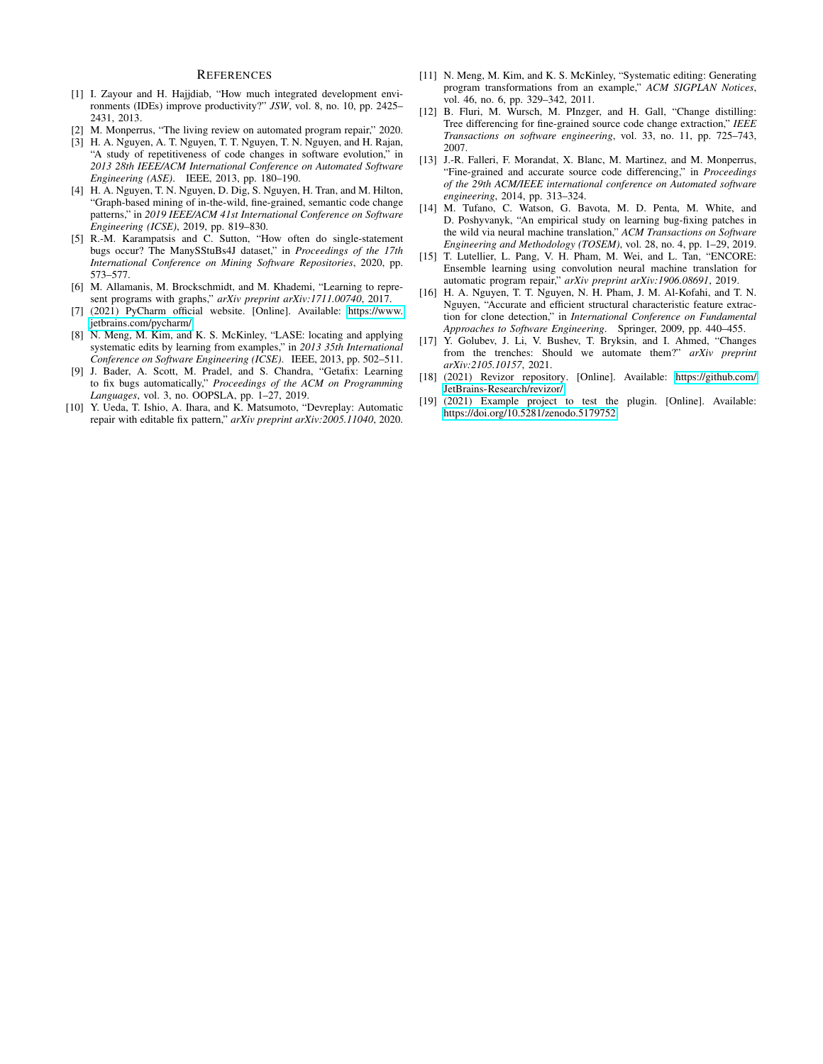## References

[1] I. Zayour and H. Hajjdiab, "How much integrated development environments (IDEs) improve productivity?" *JSW*, vol. 8, no. 10, pp. 2425–2431, 2013.

[2] M. Monperrus, "The living review on automated program repair," 2020.

[3] H. A. Nguyen, A. T. Nguyen, T. T. Nguyen, T. N. Nguyen, and H. Rajan, "A study of repetitiveness of code changes in software evolution," in *2013 28th IEEE/ACM International Conference on Automated Software Engineering (ASE)*. IEEE, 2013, pp. 180–190.

[4] H. A. Nguyen, T. N. Nguyen, D. Dig, S. Nguyen, H. Tran, and M. Hilton, "Graph-based mining of in-the-wild, fine-grained, semantic code change patterns," in *2019 IEEE/ACM 41st International Conference on Software Engineering (ICSE)*, 2019, pp. 819–830.

[5] R.-M. Karampatsis and C. Sutton, "How often do single-statement bugs occur? The ManySStuBs4J dataset," in *Proceedings of the 17th International Conference on Mining Software Repositories*, 2020, pp. 573–577.

[6] M. Allamanis, M. Brockschmidt, and M. Khademi, "Learning to represent programs with graphs," *arXiv preprint arXiv:1711.00740*, 2017.

[7] (2021) PyCharm official website. [Online]. Available: https://www.jetbrains.com/pycharm/

[8] N. Meng, M. Kim, and K. S. McKinley, "LASE: locating and applying systematic edits by learning from examples," in *2013 35th International Conference on Software Engineering (ICSE)*. IEEE, 2013, pp. 502–511.

[9] J. Bader, A. Scott, M. Pradel, and S. Chandra, "Getafix: Learning to fix bugs automatically," *Proceedings of the ACM on Programming Languages*, vol. 3, no. OOPSLA, pp. 1–27, 2019.

[10] Y. Ueda, T. Ishio, A. Ihara, and K. Matsumoto, "Devreplay: Automatic repair with editable fix pattern," *arXiv preprint arXiv:2005.11040*, 2020.

[11] N. Meng, M. Kim, and K. S. McKinley, "Systematic editing: Generating program transformations from an example," *ACM SIGPLAN Notices*, vol. 46, no. 6, pp. 329–342, 2011.

[12] B. Fluri, M. Wursch, M. PInzger, and H. Gall, "Change distilling: Tree differencing for fine-grained source code change extraction," *IEEE Transactions on software engineering*, vol. 33, no. 11, pp. 725–743, 2007.

[13] J.-R. Falleri, F. Morandat, X. Blanc, M. Martinez, and M. Monperrus, "Fine-grained and accurate source code differencing," in *Proceedings of the 29th ACM/IEEE international conference on Automated software engineering*, 2014, pp. 313–324.

[14] M. Tufano, C. Watson, G. Bavota, M. D. Penta, M. White, and D. Poshyvanyk, "An empirical study on learning bug-fixing patches in the wild via neural machine translation," *ACM Transactions on Software Engineering and Methodology (TOSEM)*, vol. 28, no. 4, pp. 1–29, 2019.

[15] T. Lutellier, L. Pang, V. H. Pham, M. Wei, and L. Tan, "ENCORE: Ensemble learning using convolution neural machine translation for automatic program repair," *arXiv preprint arXiv:1906.08691*, 2019.

[16] H. A. Nguyen, T. T. Nguyen, N. H. Pham, J. M. Al-Kofahi, and T. N. Nguyen, "Accurate and efficient structural characteristic feature extraction for clone detection," in *International Conference on Fundamental Approaches to Software Engineering*. Springer, 2009, pp. 440–455.

[17] Y. Golubev, J. Li, V. Bushev, T. Bryksin, and I. Ahmed, "Changes from the trenches: Should we automate them?" *arXiv preprint arXiv:2105.10157*, 2021.

[18] (2021) Revizor repository. [Online]. Available: https://github.com/JetBrains-Research/revizor/

[19] (2021) Example project to test the plugin. [Online]. Available: https://doi.org/10.5281/zenodo.5179752